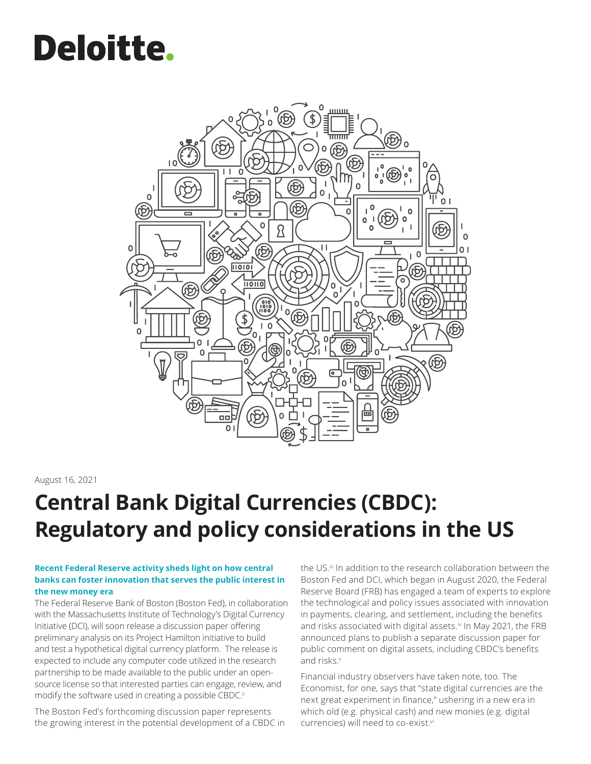Deloitte.

August 16, 2021

# Central Bank Digital Currencies (CBDC): Regulatory and policy considerations in the US

**Recent Federal Reserve activity sheds light on how central banks can foster innovation that serves the public interest in the new money era**

The Federal Reserve Bank of Boston (Boston Fed), in collaboration with the Massachusetts Institute of Technology's Digital Currency Initiative (DCI), will soon release a discussion paper offering preliminary analysis on its Project Hamilton initiative to build and test a hypothetical digital currency platform. The release is expected to include any computer code utilized in the research partnership to be made available to the public under an open-source license so that interested parties can engage, review, and modify the software used in creating a possible CBDC.[ii]

The Boston Fed's forthcoming discussion paper represents the growing interest in the potential development of a CBDC in the US.[iii] In addition to the research collaboration between the Boston Fed and DCI, which began in August 2020, the Federal Reserve Board (FRB) has engaged a team of experts to explore the technological and policy issues associated with innovation in payments, clearing, and settlement, including the benefits and risks associated with digital assets.[iv] In May 2021, the FRB announced plans to publish a separate discussion paper for public comment on digital assets, including CBDC's benefits and risks.[v]

Financial industry observers have taken note, too. The Economist, for one, says that "state digital currencies are the next great experiment in finance," ushering in a new era in which old (e.g. physical cash) and new monies (e.g. digital currencies) will need to co-exist.[vi]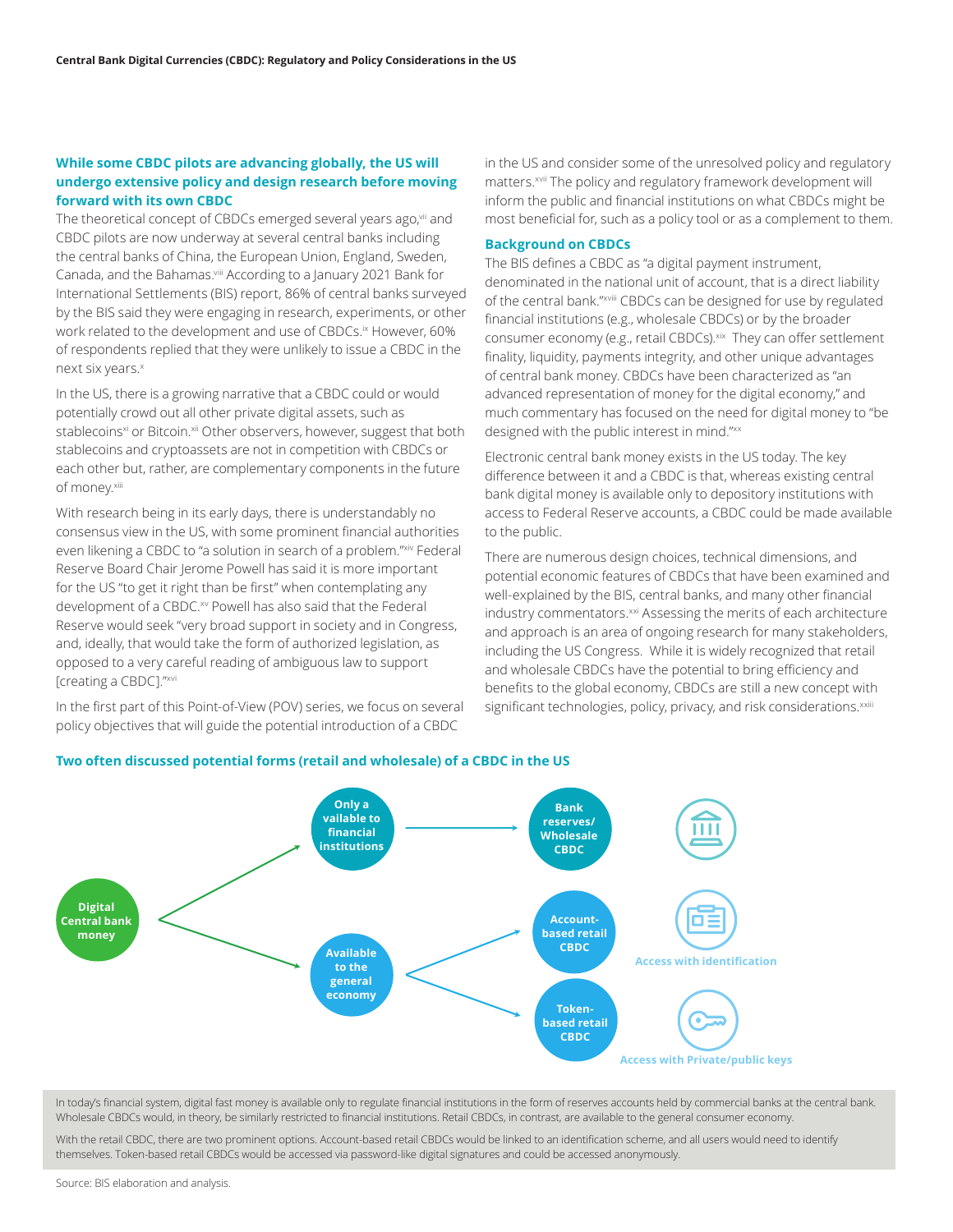## While some CBDC pilots are advancing globally, the US will undergo extensive policy and design research before moving forward with its own CBDC

The theoretical concept of CBDCs emerged several years ago,[vii] and CBDC pilots are now underway at several central banks including the central banks of China, the European Union, England, Sweden, Canada, and the Bahamas.[viii] According to a January 2021 Bank for International Settlements (BIS) report, 86% of central banks surveyed by the BIS said they were engaging in research, experiments, or other work related to the development and use of CBDCs.[ix] However, 60% of respondents replied that they were unlikely to issue a CBDC in the next six years.[x]

In the US, there is a growing narrative that a CBDC could or would potentially crowd out all other private digital assets, such as stablecoins[xi] or Bitcoin.[xii] Other observers, however, suggest that both stablecoins and cryptoassets are not in competition with CBDCs or each other but, rather, are complementary components in the future of money.[xiii]

With research being in its early days, there is understandably no consensus view in the US, with some prominent financial authorities even likening a CBDC to "a solution in search of a problem."[xiv] Federal Reserve Board Chair Jerome Powell has said it is more important for the US "to get it right than be first" when contemplating any development of a CBDC.[xv] Powell has also said that the Federal Reserve would seek "very broad support in society and in Congress, and, ideally, that would take the form of authorized legislation, as opposed to a very careful reading of ambiguous law to support [creating a CBDC]."[xvi]

In the first part of this Point-of-View (POV) series, we focus on several policy objectives that will guide the potential introduction of a CBDC in the US and consider some of the unresolved policy and regulatory matters.[xvii] The policy and regulatory framework development will inform the public and financial institutions on what CBDCs might be most beneficial for, such as a policy tool or as a complement to them.

### Background on CBDCs

The BIS defines a CBDC as "a digital payment instrument, denominated in the national unit of account, that is a direct liability of the central bank."[xviii] CBDCs can be designed for use by regulated financial institutions (e.g., wholesale CBDCs) or by the broader consumer economy (e.g., retail CBDCs).[xix] They can offer settlement finality, liquidity, payments integrity, and other unique advantages of central bank money. CBDCs have been characterized as "an advanced representation of money for the digital economy," and much commentary has focused on the need for digital money to "be designed with the public interest in mind."[xx]

Electronic central bank money exists in the US today. The key difference between it and a CBDC is that, whereas existing central bank digital money is available only to depository institutions with access to Federal Reserve accounts, a CBDC could be made available to the public.

There are numerous design choices, technical dimensions, and potential economic features of CBDCs that have been examined and well-explained by the BIS, central banks, and many other financial industry commentators.[xxi] Assessing the merits of each architecture and approach is an area of ongoing research for many stakeholders, including the US Congress. While it is widely recognized that retail and wholesale CBDCs have the potential to bring efficiency and benefits to the global economy, CBDCs are still a new concept with significant technologies, policy, privacy, and risk considerations.[xxiii]

### Two often discussed potential forms (retail and wholesale) of a CBDC in the US

- Digital Central bank money
  - Only available to financial institutions → Bank reserves/ Wholesale CBDC
  - Available to the general economy
    - Account-based retail CBDC — Access with identification
    - Token-based retail CBDC — Access with Private/public keys

In today's financial system, digital fast money is available only to regulate financial institutions in the form of reserves accounts held by commercial banks at the central bank. Wholesale CBDCs would, in theory, be similarly restricted to financial institutions. Retail CBDCs, in contrast, are available to the general consumer economy.

With the retail CBDC, there are two prominent options. Account-based retail CBDCs would be linked to an identification scheme, and all users would need to identify themselves. Token-based retail CBDCs would be accessed via password-like digital signatures and could be accessed anonymously.

Source: BIS elaboration and analysis.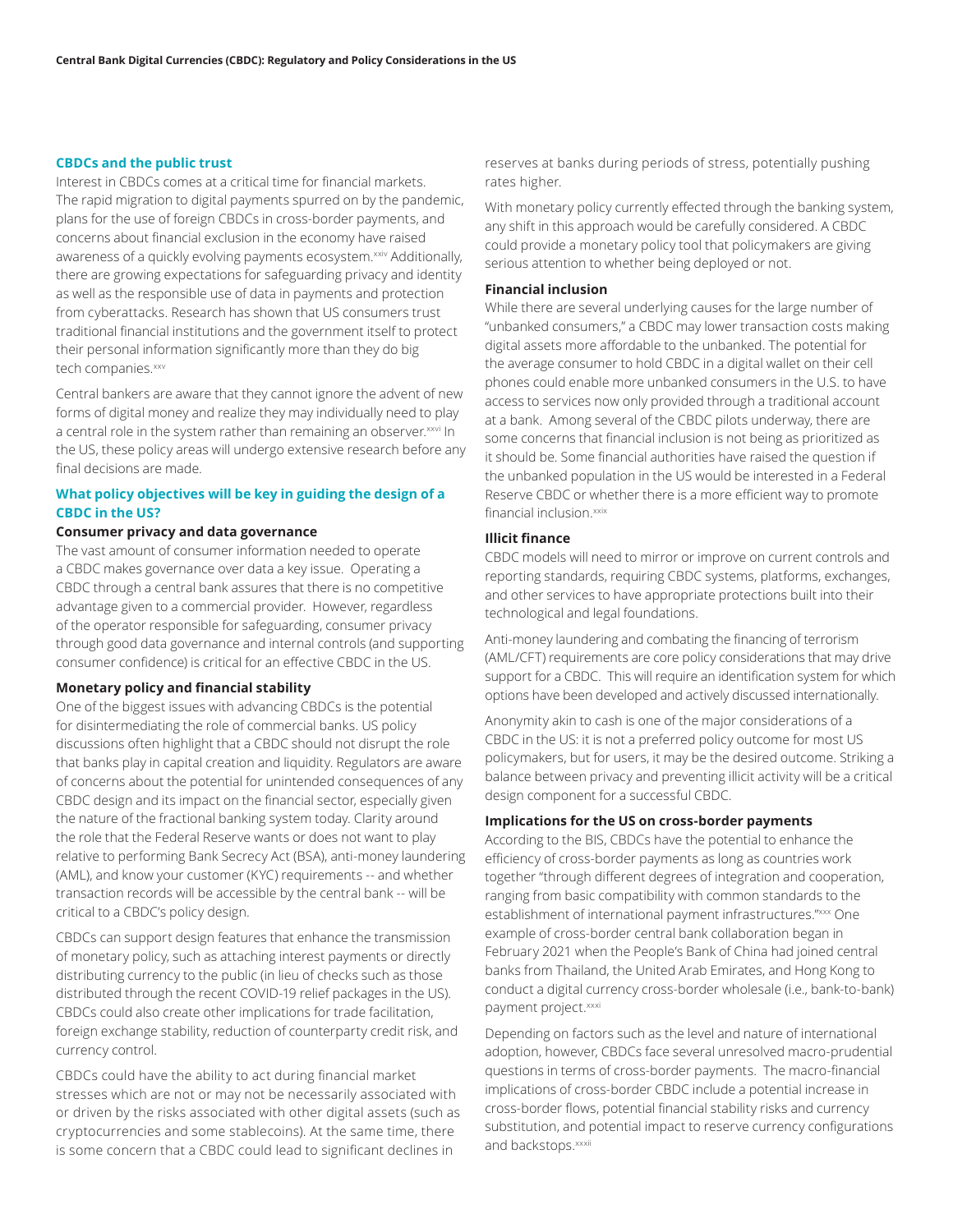## CBDCs and the public trust

Interest in CBDCs comes at a critical time for financial markets. The rapid migration to digital payments spurred on by the pandemic, plans for the use of foreign CBDCs in cross-border payments, and concerns about financial exclusion in the economy have raised awareness of a quickly evolving payments ecosystem.[xxiv] Additionally, there are growing expectations for safeguarding privacy and identity as well as the responsible use of data in payments and protection from cyberattacks. Research has shown that US consumers trust traditional financial institutions and the government itself to protect their personal information significantly more than they do big tech companies.[xxv]

Central bankers are aware that they cannot ignore the advent of new forms of digital money and realize they may individually need to play a central role in the system rather than remaining an observer.[xxvi] In the US, these policy areas will undergo extensive research before any final decisions are made.

## What policy objectives will be key in guiding the design of a CBDC in the US?

### Consumer privacy and data governance

The vast amount of consumer information needed to operate a CBDC makes governance over data a key issue. Operating a CBDC through a central bank assures that there is no competitive advantage given to a commercial provider. However, regardless of the operator responsible for safeguarding, consumer privacy through good data governance and internal controls (and supporting consumer confidence) is critical for an effective CBDC in the US.

### Monetary policy and financial stability

One of the biggest issues with advancing CBDCs is the potential for disintermediating the role of commercial banks. US policy discussions often highlight that a CBDC should not disrupt the role that banks play in capital creation and liquidity. Regulators are aware of concerns about the potential for unintended consequences of any CBDC design and its impact on the financial sector, especially given the nature of the fractional banking system today. Clarity around the role that the Federal Reserve wants or does not want to play relative to performing Bank Secrecy Act (BSA), anti-money laundering (AML), and know your customer (KYC) requirements -- and whether transaction records will be accessible by the central bank -- will be critical to a CBDC's policy design.

CBDCs can support design features that enhance the transmission of monetary policy, such as attaching interest payments or directly distributing currency to the public (in lieu of checks such as those distributed through the recent COVID-19 relief packages in the US). CBDCs could also create other implications for trade facilitation, foreign exchange stability, reduction of counterparty credit risk, and currency control.

CBDCs could have the ability to act during financial market stresses which are not or may not be necessarily associated with or driven by the risks associated with other digital assets (such as cryptocurrencies and some stablecoins). At the same time, there is some concern that a CBDC could lead to significant declines in reserves at banks during periods of stress, potentially pushing rates higher.

With monetary policy currently effected through the banking system, any shift in this approach would be carefully considered. A CBDC could provide a monetary policy tool that policymakers are giving serious attention to whether being deployed or not.

### Financial inclusion

While there are several underlying causes for the large number of "unbanked consumers," a CBDC may lower transaction costs making digital assets more affordable to the unbanked. The potential for the average consumer to hold CBDC in a digital wallet on their cell phones could enable more unbanked consumers in the U.S. to have access to services now only provided through a traditional account at a bank. Among several of the CBDC pilots underway, there are some concerns that financial inclusion is not being as prioritized as it should be. Some financial authorities have raised the question if the unbanked population in the US would be interested in a Federal Reserve CBDC or whether there is a more efficient way to promote financial inclusion.[xxix]

### Illicit finance

CBDC models will need to mirror or improve on current controls and reporting standards, requiring CBDC systems, platforms, exchanges, and other services to have appropriate protections built into their technological and legal foundations.

Anti-money laundering and combating the financing of terrorism (AML/CFT) requirements are core policy considerations that may drive support for a CBDC. This will require an identification system for which options have been developed and actively discussed internationally.

Anonymity akin to cash is one of the major considerations of a CBDC in the US: it is not a preferred policy outcome for most US policymakers, but for users, it may be the desired outcome. Striking a balance between privacy and preventing illicit activity will be a critical design component for a successful CBDC.

### Implications for the US on cross-border payments

According to the BIS, CBDCs have the potential to enhance the efficiency of cross-border payments as long as countries work together "through different degrees of integration and cooperation, ranging from basic compatibility with common standards to the establishment of international payment infrastructures."[xxx] One example of cross-border central bank collaboration began in February 2021 when the People's Bank of China had joined central banks from Thailand, the United Arab Emirates, and Hong Kong to conduct a digital currency cross-border wholesale (i.e., bank-to-bank) payment project.[xxxi]

Depending on factors such as the level and nature of international adoption, however, CBDCs face several unresolved macro-prudential questions in terms of cross-border payments. The macro-financial implications of cross-border CBDC include a potential increase in cross-border flows, potential financial stability risks and currency substitution, and potential impact to reserve currency configurations and backstops.[xxxii]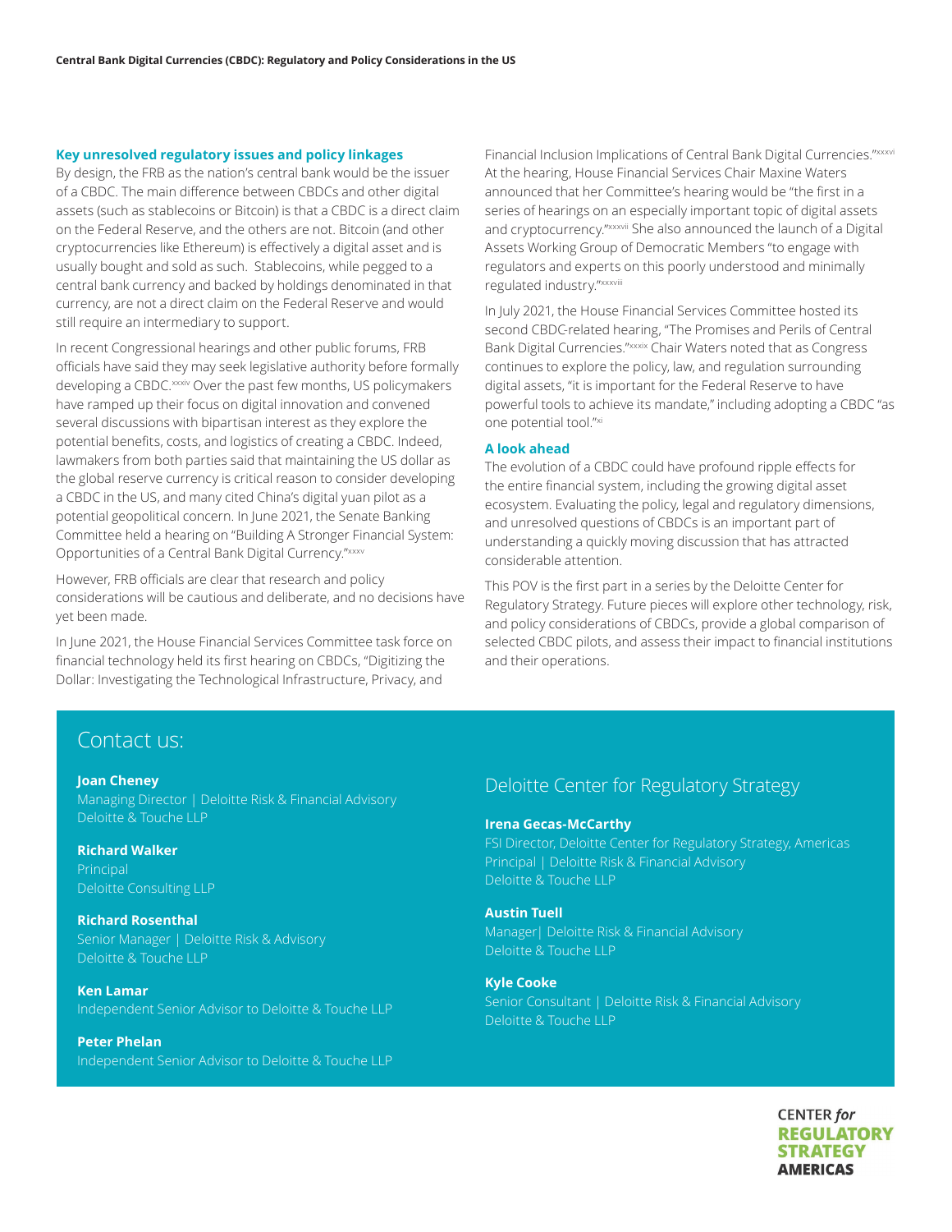### Key unresolved regulatory issues and policy linkages

By design, the FRB as the nation's central bank would be the issuer of a CBDC. The main difference between CBDCs and other digital assets (such as stablecoins or Bitcoin) is that a CBDC is a direct claim on the Federal Reserve, and the others are not. Bitcoin (and other cryptocurrencies like Ethereum) is effectively a digital asset and is usually bought and sold as such. Stablecoins, while pegged to a central bank currency and backed by holdings denominated in that currency, are not a direct claim on the Federal Reserve and would still require an intermediary to support.

In recent Congressional hearings and other public forums, FRB officials have said they may seek legislative authority before formally developing a CBDC.[xxxiv] Over the past few months, US policymakers have ramped up their focus on digital innovation and convened several discussions with bipartisan interest as they explore the potential benefits, costs, and logistics of creating a CBDC. Indeed, lawmakers from both parties said that maintaining the US dollar as the global reserve currency is critical reason to consider developing a CBDC in the US, and many cited China's digital yuan pilot as a potential geopolitical concern. In June 2021, the Senate Banking Committee held a hearing on "Building A Stronger Financial System: Opportunities of a Central Bank Digital Currency."[xxxv]

However, FRB officials are clear that research and policy considerations will be cautious and deliberate, and no decisions have yet been made.

In June 2021, the House Financial Services Committee task force on financial technology held its first hearing on CBDCs, "Digitizing the Dollar: Investigating the Technological Infrastructure, Privacy, and Financial Inclusion Implications of Central Bank Digital Currencies."[xxxvi] At the hearing, House Financial Services Chair Maxine Waters announced that her Committee's hearing would be "the first in a series of hearings on an especially important topic of digital assets and cryptocurrency."[xxxvii] She also announced the launch of a Digital Assets Working Group of Democratic Members "to engage with regulators and experts on this poorly understood and minimally regulated industry."[xxxviii]

In July 2021, the House Financial Services Committee hosted its second CBDC-related hearing, "The Promises and Perils of Central Bank Digital Currencies."[xxxix] Chair Waters noted that as Congress continues to explore the policy, law, and regulation surrounding digital assets, "it is important for the Federal Reserve to have powerful tools to achieve its mandate," including adopting a CBDC "as one potential tool."[xl]

### A look ahead

The evolution of a CBDC could have profound ripple effects for the entire financial system, including the growing digital asset ecosystem. Evaluating the policy, legal and regulatory dimensions, and unresolved questions of CBDCs is an important part of understanding a quickly moving discussion that has attracted considerable attention.

This POV is the first part in a series by the Deloitte Center for Regulatory Strategy. Future pieces will explore other technology, risk, and policy considerations of CBDCs, provide a global comparison of selected CBDC pilots, and assess their impact to financial institutions and their operations.

## Contact us:

**Joan Cheney**
Managing Director | Deloitte Risk & Financial Advisory
Deloitte & Touche LLP

**Richard Walker**
Principal
Deloitte Consulting LLP

**Richard Rosenthal**
Senior Manager | Deloitte Risk & Advisory
Deloitte & Touche LLP

**Ken Lamar**
Independent Senior Advisor to Deloitte & Touche LLP

**Peter Phelan**
Independent Senior Advisor to Deloitte & Touche LLP

### Deloitte Center for Regulatory Strategy

**Irena Gecas-McCarthy**
FSI Director, Deloitte Center for Regulatory Strategy, Americas
Principal | Deloitte Risk & Financial Advisory
Deloitte & Touche LLP

**Austin Tuell**
Manager| Deloitte Risk & Financial Advisory
Deloitte & Touche LLP

**Kyle Cooke**
Senior Consultant | Deloitte Risk & Financial Advisory
Deloitte & Touche LLP

CENTER *for* REGULATORY STRATEGY AMERICAS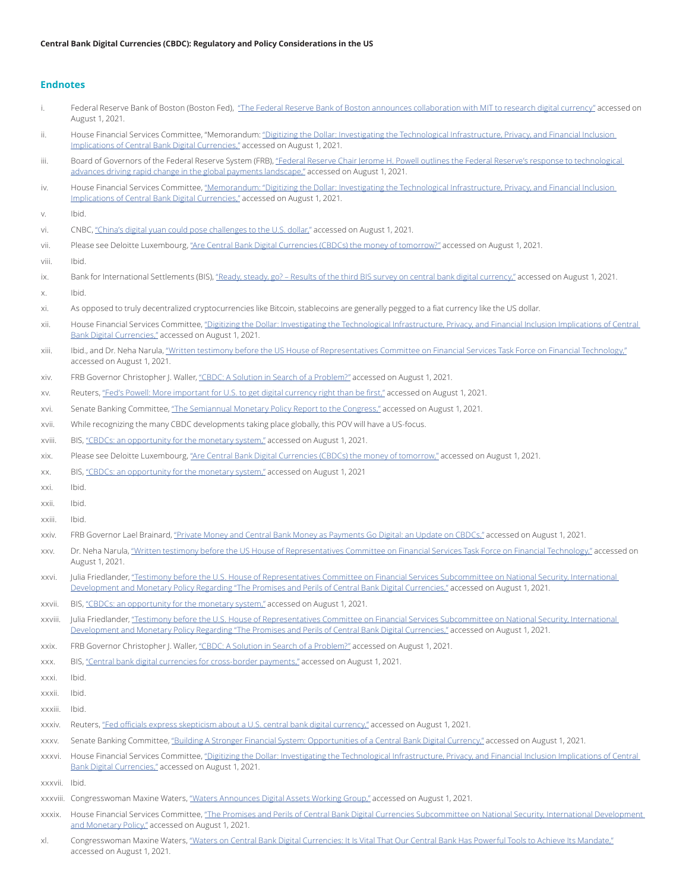## Endnotes

i. Federal Reserve Bank of Boston (Boston Fed), "The Federal Reserve Bank of Boston announces collaboration with MIT to research digital currency" accessed on August 1, 2021.

ii. House Financial Services Committee, "Memorandum: "Digitizing the Dollar: Investigating the Technological Infrastructure, Privacy, and Financial Inclusion Implications of Central Bank Digital Currencies," accessed on August 1, 2021.

iii. Board of Governors of the Federal Reserve System (FRB), "Federal Reserve Chair Jerome H. Powell outlines the Federal Reserve's response to technological advances driving rapid change in the global payments landscape," accessed on August 1, 2021.

iv. House Financial Services Committee, "Memorandum: "Digitizing the Dollar: Investigating the Technological Infrastructure, Privacy, and Financial Inclusion Implications of Central Bank Digital Currencies," accessed on August 1, 2021.

v. Ibid.

vi. CNBC, "China's digital yuan could pose challenges to the U.S. dollar," accessed on August 1, 2021.

vii. Please see Deloitte Luxembourg, "Are Central Bank Digital Currencies (CBDCs) the money of tomorrow?" accessed on August 1, 2021.

viii. Ibid.

ix. Bank for International Settlements (BIS), "Ready, steady, go? – Results of the third BIS survey on central bank digital currency," accessed on August 1, 2021.

x. Ibid.

xi. As opposed to truly decentralized cryptocurrencies like Bitcoin, stablecoins are generally pegged to a fiat currency like the US dollar.

xii. House Financial Services Committee, "Digitizing the Dollar: Investigating the Technological Infrastructure, Privacy, and Financial Inclusion Implications of Central Bank Digital Currencies," accessed on August 1, 2021.

xiii. Ibid., and Dr. Neha Narula, "Written testimony before the US House of Representatives Committee on Financial Services Task Force on Financial Technology," accessed on August 1, 2021.

xiv. FRB Governor Christopher J. Waller, "CBDC: A Solution in Search of a Problem?" accessed on August 1, 2021.

xv. Reuters, "Fed's Powell: More important for U.S. to get digital currency right than be first," accessed on August 1, 2021.

xvi. Senate Banking Committee, "The Semiannual Monetary Policy Report to the Congress," accessed on August 1, 2021.

xvii. While recognizing the many CBDC developments taking place globally, this POV will have a US-focus.

xviii. BIS, "CBDCs: an opportunity for the monetary system," accessed on August 1, 2021.

xix. Please see Deloitte Luxembourg, "Are Central Bank Digital Currencies (CBDCs) the money of tomorrow," accessed on August 1, 2021.

xx. BIS, "CBDCs: an opportunity for the monetary system," accessed on August 1, 2021

xxi. Ibid.

xxii. Ibid.

xxiii. Ibid.

xxiv. FRB Governor Lael Brainard, "Private Money and Central Bank Money as Payments Go Digital: an Update on CBDCs," accessed on August 1, 2021.

xxv. Dr. Neha Narula, "Written testimony before the US House of Representatives Committee on Financial Services Task Force on Financial Technology," accessed on August 1, 2021.

xxvi. Julia Friedlander, "Testimony before the U.S. House of Representatives Committee on Financial Services Subcommittee on National Security, International Development and Monetary Policy Regarding "The Promises and Perils of Central Bank Digital Currencies," accessed on August 1, 2021.

xxvii. BIS, "CBDCs: an opportunity for the monetary system," accessed on August 1, 2021.

xxviii. Julia Friedlander, "Testimony before the U.S. House of Representatives Committee on Financial Services Subcommittee on National Security, International Development and Monetary Policy Regarding "The Promises and Perils of Central Bank Digital Currencies," accessed on August 1, 2021.

xxix. FRB Governor Christopher J. Waller, "CBDC: A Solution in Search of a Problem?" accessed on August 1, 2021.

xxx. BIS, "Central bank digital currencies for cross-border payments," accessed on August 1, 2021.

xxxi. Ibid.

xxxii. Ibid.

xxxiii. Ibid.

xxxiv. Reuters, "Fed officials express skepticism about a U.S. central bank digital currency," accessed on August 1, 2021.

xxxv. Senate Banking Committee, "Building A Stronger Financial System: Opportunities of a Central Bank Digital Currency," accessed on August 1, 2021.

xxxvi. House Financial Services Committee, "Digitizing the Dollar: Investigating the Technological Infrastructure, Privacy, and Financial Inclusion Implications of Central Bank Digital Currencies," accessed on August 1, 2021.

xxxvii. Ibid.

xxxviii. Congresswoman Maxine Waters, "Waters Announces Digital Assets Working Group," accessed on August 1, 2021.

xxxix. House Financial Services Committee, "The Promises and Perils of Central Bank Digital Currencies Subcommittee on National Security, International Development and Monetary Policy," accessed on August 1, 2021.

xl. Congresswoman Maxine Waters, "Waters on Central Bank Digital Currencies: It Is Vital That Our Central Bank Has Powerful Tools to Achieve Its Mandate," accessed on August 1, 2021.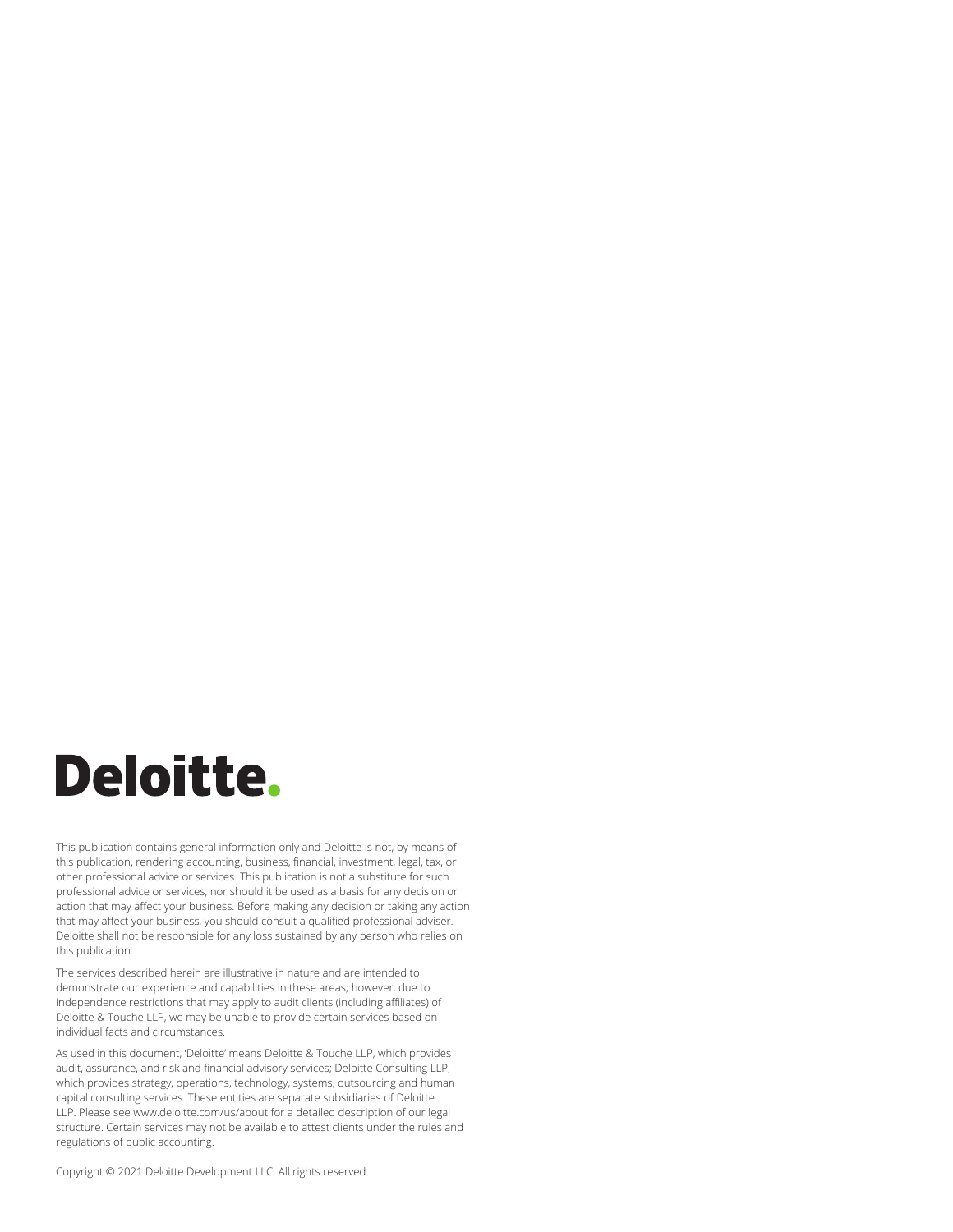# Deloitte.

This publication contains general information only and Deloitte is not, by means of this publication, rendering accounting, business, financial, investment, legal, tax, or other professional advice or services. This publication is not a substitute for such professional advice or services, nor should it be used as a basis for any decision or action that may affect your business. Before making any decision or taking any action that may affect your business, you should consult a qualified professional adviser. Deloitte shall not be responsible for any loss sustained by any person who relies on this publication.

The services described herein are illustrative in nature and are intended to demonstrate our experience and capabilities in these areas; however, due to independence restrictions that may apply to audit clients (including affiliates) of Deloitte & Touche LLP, we may be unable to provide certain services based on individual facts and circumstances.

As used in this document, 'Deloitte' means Deloitte & Touche LLP, which provides audit, assurance, and risk and financial advisory services; Deloitte Consulting LLP, which provides strategy, operations, technology, systems, outsourcing and human capital consulting services. These entities are separate subsidiaries of Deloitte LLP. Please see www.deloitte.com/us/about for a detailed description of our legal structure. Certain services may not be available to attest clients under the rules and regulations of public accounting.

Copyright © 2021 Deloitte Development LLC. All rights reserved.